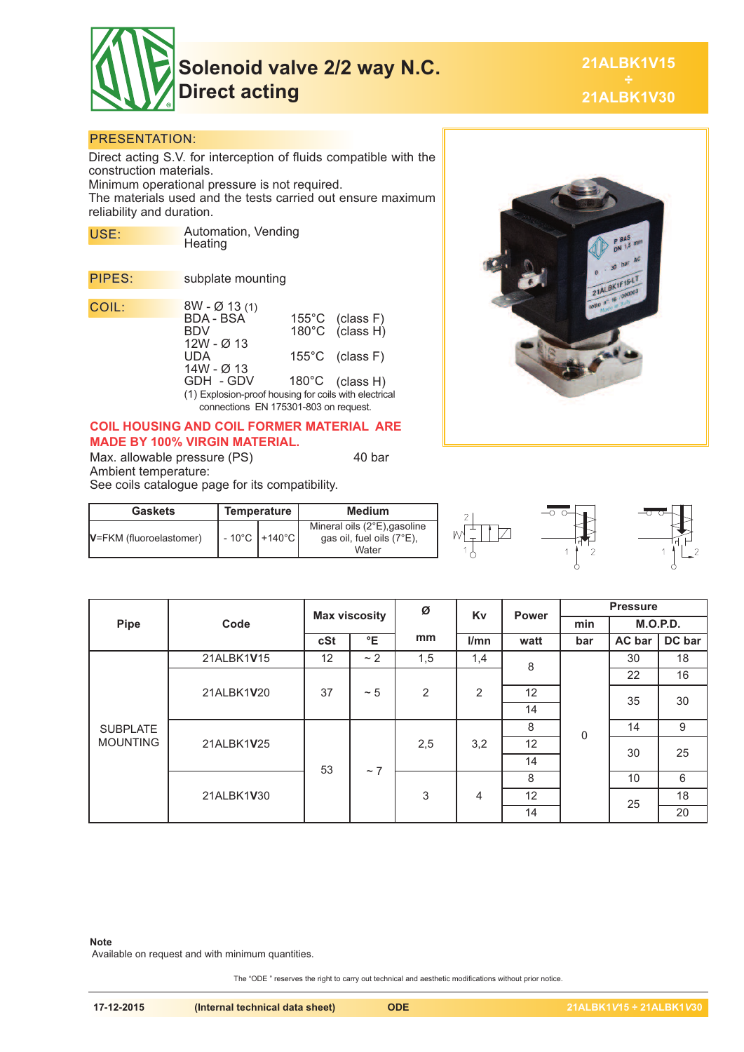# Solenoid valve 2/2 way N.C. Direct acting

**21ALBK1V15 ÷ 21ALBK1V30**

## PRESENTATION:

Direct acting S.V. for interception of fluids compatible with the construction materials.
Minimum operational pressure is not required.
The materials used and the tests carried out ensure maximum reliability and duration.

**USE:** Automation, Vending
Heating

**PIPES:** subplate mounting

**COIL:**
8W - Ø 13 (1)
BDA - BSA 155°C (class F)
BDV 180°C (class H)
12W - Ø 13
UDA 155°C (class F)
14W - Ø 13
GDH - GDV 180°C (class H)
(1) Explosion-proof housing for coils with electrical connections EN 175301-803 on request.

**COIL HOUSING AND COIL FORMER MATERIAL ARE MADE BY 100% VIRGIN MATERIAL.**

Max. allowable pressure (PS) 40 bar
Ambient temperature:
See coils catalogue page for its compatibility.

| Gaskets | Temperature | | Medium |
|---|---|---|---|
| **V**=FKM (fluoroelastomer) | - 10°C | +140°C | Mineral oils (2°E),gasoline gas oil, fuel oils (7°E), Water |

| Pipe | Code | Max viscosity | | Ø | Kv | Power | Pressure | | |
|---|---|---|---|---|---|---|---|---|---|
| | | | | | | | min | M.O.P.D. | |
| | | cSt | °E | mm | l/mn | watt | bar | AC bar | DC bar |
| SUBPLATE MOUNTING | 21ALBK1**V**15 | 12 | ~ 2 | 1,5 | 1,4 | 8 | 0 | 30 | 18 |
| | 21ALBK1**V**20 | 37 | ~ 5 | 2 | 2 | 8 | | 22 | 16 |
| | | | | | | 12 | | 35 | 30 |
| | | | | | | 14 | | 35 | 30 |
| | 21ALBK1**V**25 | 53 | ~ 7 | 2,5 | 3,2 | 8 | | 14 | 9 |
| | | | | | | 12 | | 30 | 25 |
| | | | | | | 14 | | 30 | 25 |
| | 21ALBK1**V**30 | 53 | ~ 7 | 3 | 4 | 8 | | 10 | 6 |
| | | | | | | 12 | | 25 | 18 |
| | | | | | | 14 | | 25 | 20 |

**Note**
Available on request and with minimum quantities.

The "ODE " reserves the right to carry out technical and aesthetic modifications without prior notice.

17-12-2015 (Internal technical data sheet) ODE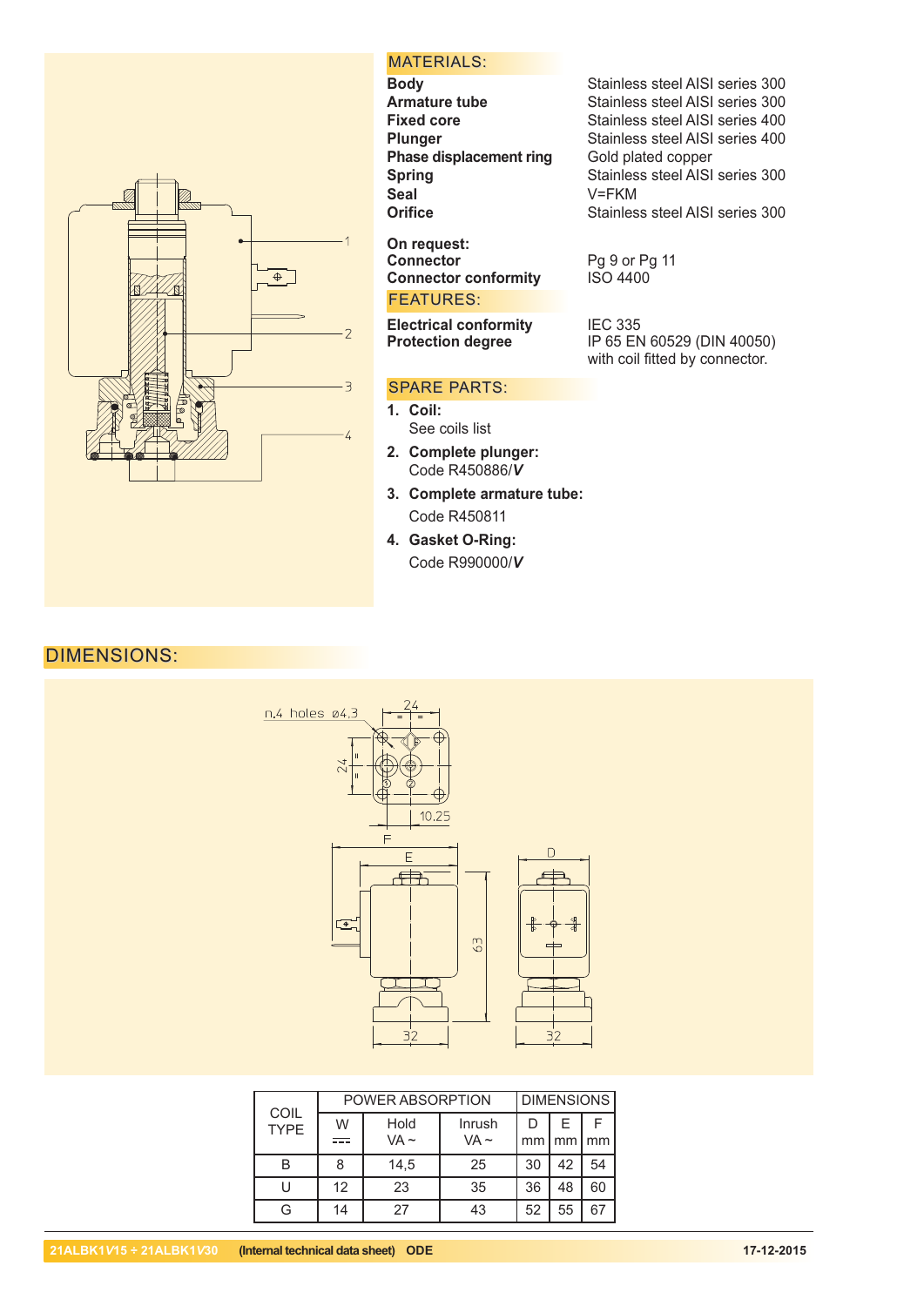## MATERIALS:

| | |
|---|---|
| **Body** | Stainless steel AISI series 300 |
| **Armature tube** | Stainless steel AISI series 300 |
| **Fixed core** | Stainless steel AISI series 400 |
| **Plunger** | Stainless steel AISI series 400 |
| **Phase displacement ring** | Gold plated copper |
| **Spring** | Stainless steel AISI series 300 |
| **Seal** | V=FKM |
| **Orifice** | Stainless steel AISI series 300 |

**On request:**

| | |
|---|---|
| **Connector** | Pg 9 or Pg 11 |
| **Connector conformity** | ISO 4400 |

## FEATURES:

| | |
|---|---|
| **Electrical conformity** | IEC 335 |
| **Protection degree** | IP 65 EN 60529 (DIN 40050) with coil fitted by connector. |

## SPARE PARTS:

1. **Coil:**
   See coils list
2. **Complete plunger:**
   Code R450886/***V***
3. **Complete armature tube:**
   Code R450811
4. **Gasket O-Ring:**
   Code R990000/***V***

## DIMENSIONS:

n.4 holes ø4,3
24
24
10.25
F
E
D
63
32
32

| COIL TYPE | POWER ABSORPTION | | | DIMENSIONS | | |
|---|---|---|---|---|---|---|
| | W ⎓ | Hold VA ~ | Inrush VA ~ | D mm | E mm | F mm |
| B | 8 | 14,5 | 25 | 30 | 42 | 54 |
| U | 12 | 23 | 35 | 36 | 48 | 60 |
| G | 14 | 27 | 43 | 52 | 55 | 67 |

21ALBK1V15 ÷ 21ALBK1V30 (Internal technical data sheet) ODE 17-12-2015